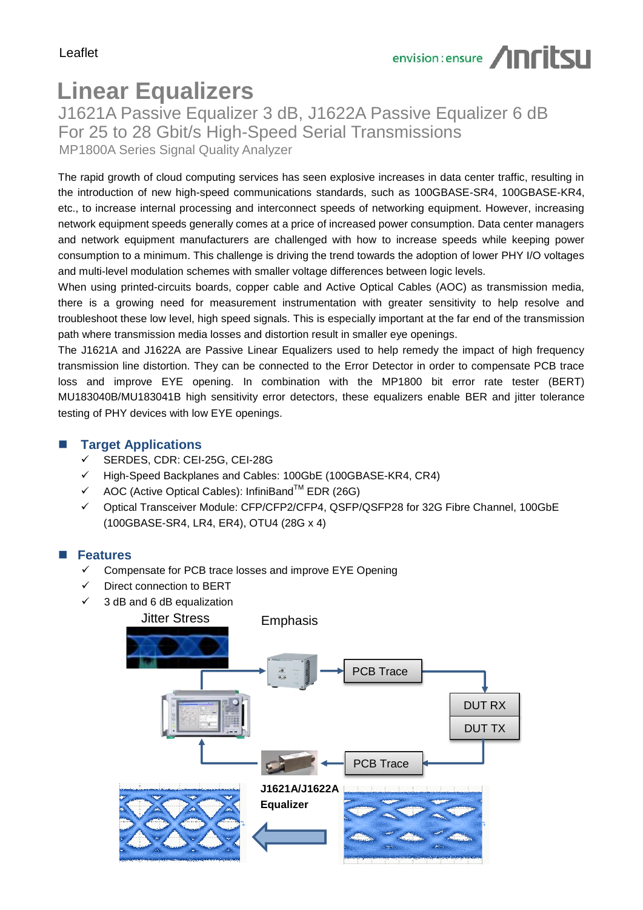# Linear Equalizers

## J1621A Passive Equalizer 3 dB, J1622A Passive Equalizer 6 dB
## For 25 to 28 Gbit/s High-Speed Serial Transmissions

### MP1800A Series Signal Quality Analyzer

The rapid growth of cloud computing services has seen explosive increases in data center traffic, resulting in the introduction of new high-speed communications standards, such as 100GBASE-SR4, 100GBASE-KR4, etc., to increase internal processing and interconnect speeds of networking equipment. However, increasing network equipment speeds generally comes at a price of increased power consumption. Data center managers and network equipment manufacturers are challenged with how to increase speeds while keeping power consumption to a minimum. This challenge is driving the trend towards the adoption of lower PHY I/O voltages and multi-level modulation schemes with smaller voltage differences between logic levels.

When using printed-circuits boards, copper cable and Active Optical Cables (AOC) as transmission media, there is a growing need for measurement instrumentation with greater sensitivity to help resolve and troubleshoot these low level, high speed signals. This is especially important at the far end of the transmission path where transmission media losses and distortion result in smaller eye openings.

The J1621A and J1622A are Passive Linear Equalizers used to help remedy the impact of high frequency transmission line distortion. They can be connected to the Error Detector in order to compensate PCB trace loss and improve EYE opening. In combination with the MP1800 bit error rate tester (BERT) MU183040B/MU183041B high sensitivity error detectors, these equalizers enable BER and jitter tolerance testing of PHY devices with low EYE openings.

## Target Applications

- ✓ SERDES, CDR: CEI-25G, CEI-28G
- ✓ High-Speed Backplanes and Cables: 100GbE (100GBASE-KR4, CR4)
- ✓ AOC (Active Optical Cables): InfiniBand™ EDR (26G)
- ✓ Optical Transceiver Module: CFP/CFP2/CFP4, QSFP/QSFP28 for 32G Fibre Channel, 100GbE (100GBASE-SR4, LR4, ER4), OTU4 (28G x 4)

## Features

- ✓ Compensate for PCB trace losses and improve EYE Opening
- ✓ Direct connection to BERT
- ✓ 3 dB and 6 dB equalization

Jitter Stress | Emphasis | PCB Trace | DUT RX | DUT TX | PCB Trace | **J1621A/J1622A Equalizer**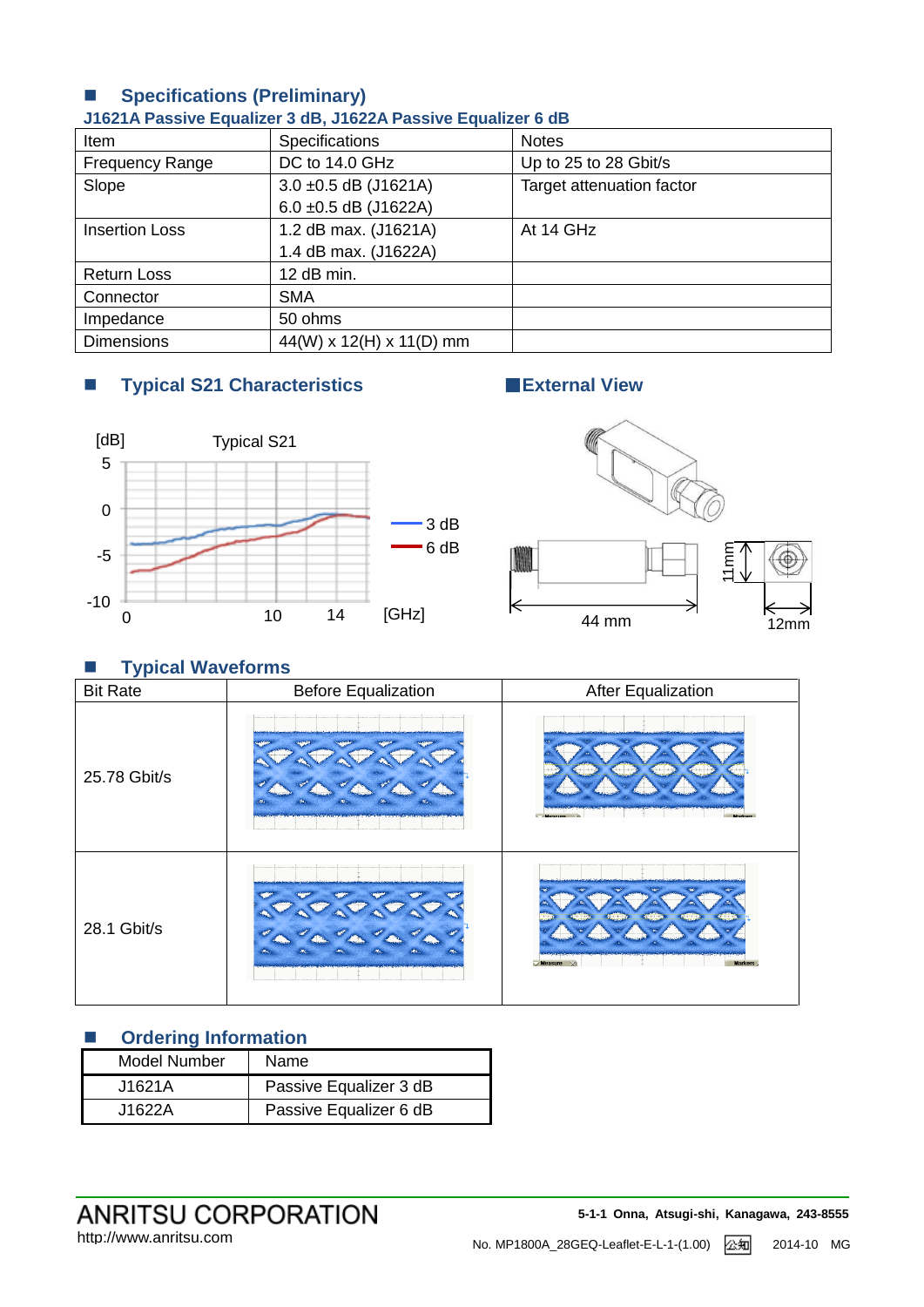## Specifications (Preliminary)

### J1621A Passive Equalizer 3 dB, J1622A Passive Equalizer 6 dB

| Item | Specifications | Notes |
|---|---|---|
| Frequency Range | DC to 14.0 GHz | Up to 25 to 28 Gbit/s |
| Slope | 3.0 ±0.5 dB (J1621A)<br>6.0 ±0.5 dB (J1622A) | Target attenuation factor |
| Insertion Loss | 1.2 dB max. (J1621A)<br>1.4 dB max. (J1622A) | At 14 GHz |
| Return Loss | 12 dB min. | |
| Connector | SMA | |
| Impedance | 50 ohms | |
| Dimensions | 44(W) x 12(H) x 11(D) mm | |

## Typical S21 Characteristics

Typical S21

[dB]

5

0

-5

-10

0

10

14

[GHz]

3 dB

6 dB

## External View

11mm

44 mm

12mm

## Typical Waveforms

| Bit Rate | Before Equalization | After Equalization |
|---|---|---|
| 25.78 Gbit/s | | |
| 28.1 Gbit/s | | |

## Ordering Information

| Model Number | Name |
|---|---|
| J1621A | Passive Equalizer 3 dB |
| J1622A | Passive Equalizer 6 dB |

**ANRITSU CORPORATION**

http://www.anritsu.com

**5-1-1 Onna, Atsugi-shi, Kanagawa, 243-8555**

No. MP1800A_28GEQ-Leaflet-E-L-1-(1.00) 公知 2014-10 MG